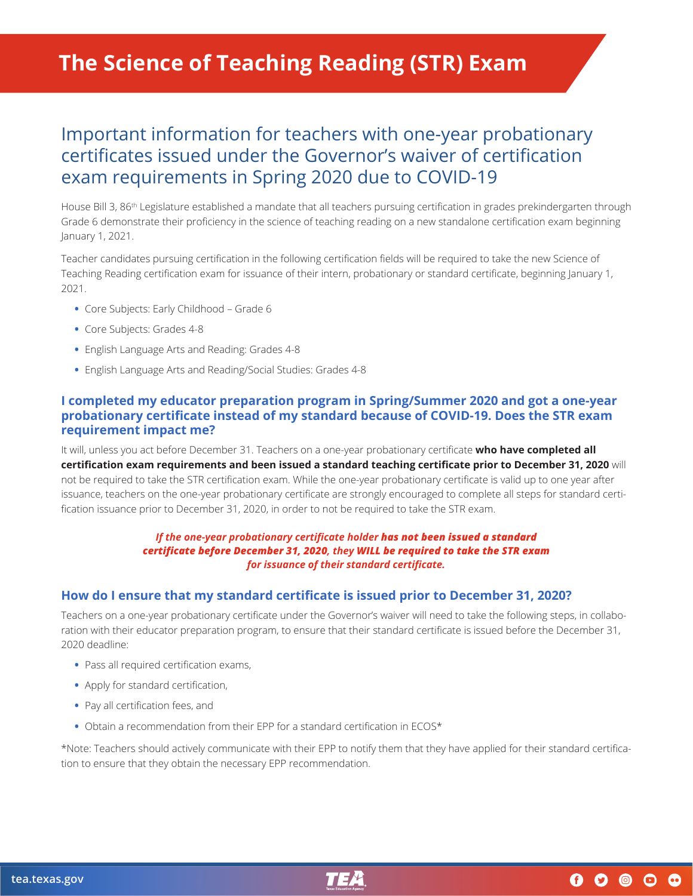# The Science of Teaching Reading (STR) Exam

## Important information for teachers with one-year probationary certificates issued under the Governor's waiver of certification exam requirements in Spring 2020 due to COVID-19

House Bill 3, 86th Legislature established a mandate that all teachers pursuing certification in grades prekindergarten through Grade 6 demonstrate their proficiency in the science of teaching reading on a new standalone certification exam beginning January 1, 2021.

Teacher candidates pursuing certification in the following certification fields will be required to take the new Science of Teaching Reading certification exam for issuance of their intern, probationary or standard certificate, beginning January 1, 2021.

- Core Subjects: Early Childhood – Grade 6
- Core Subjects: Grades 4-8
- English Language Arts and Reading: Grades 4-8
- English Language Arts and Reading/Social Studies: Grades 4-8

### I completed my educator preparation program in Spring/Summer 2020 and got a one-year probationary certificate instead of my standard because of COVID-19. Does the STR exam requirement impact me?

It will, unless you act before December 31. Teachers on a one-year probationary certificate **who have completed all certification exam requirements and been issued a standard teaching certificate prior to December 31, 2020** will not be required to take the STR certification exam. While the one-year probationary certificate is valid up to one year after issuance, teachers on the one-year probationary certificate are strongly encouraged to complete all steps for standard certification issuance prior to December 31, 2020, in order to not be required to take the STR exam.

***If the one-year probationary certificate holder has not been issued a standard certificate before December 31, 2020, they WILL be required to take the STR exam for issuance of their standard certificate.***

### How do I ensure that my standard certificate is issued prior to December 31, 2020?

Teachers on a one-year probationary certificate under the Governor's waiver will need to take the following steps, in collaboration with their educator preparation program, to ensure that their standard certificate is issued before the December 31, 2020 deadline:

- Pass all required certification exams,
- Apply for standard certification,
- Pay all certification fees, and
- Obtain a recommendation from their EPP for a standard certification in ECOS*

*Note: Teachers should actively communicate with their EPP to notify them that they have applied for their standard certification to ensure that they obtain the necessary EPP recommendation.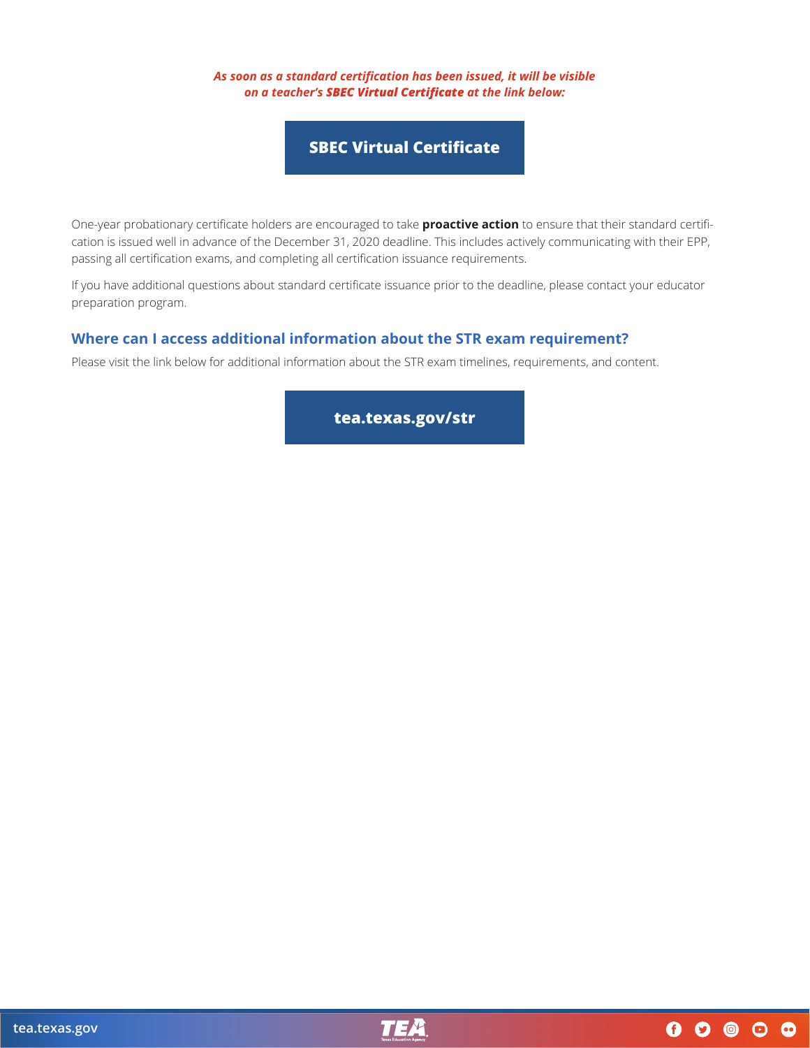***As soon as a standard certification has been issued, it will be visible on a teacher's SBEC Virtual Certificate at the link below:***

**SBEC Virtual Certificate**

One-year probationary certificate holders are encouraged to take **proactive action** to ensure that their standard certification is issued well in advance of the December 31, 2020 deadline. This includes actively communicating with their EPP, passing all certification exams, and completing all certification issuance requirements.

If you have additional questions about standard certificate issuance prior to the deadline, please contact your educator preparation program.

## Where can I access additional information about the STR exam requirement?

Please visit the link below for additional information about the STR exam timelines, requirements, and content.

**tea.texas.gov/str**